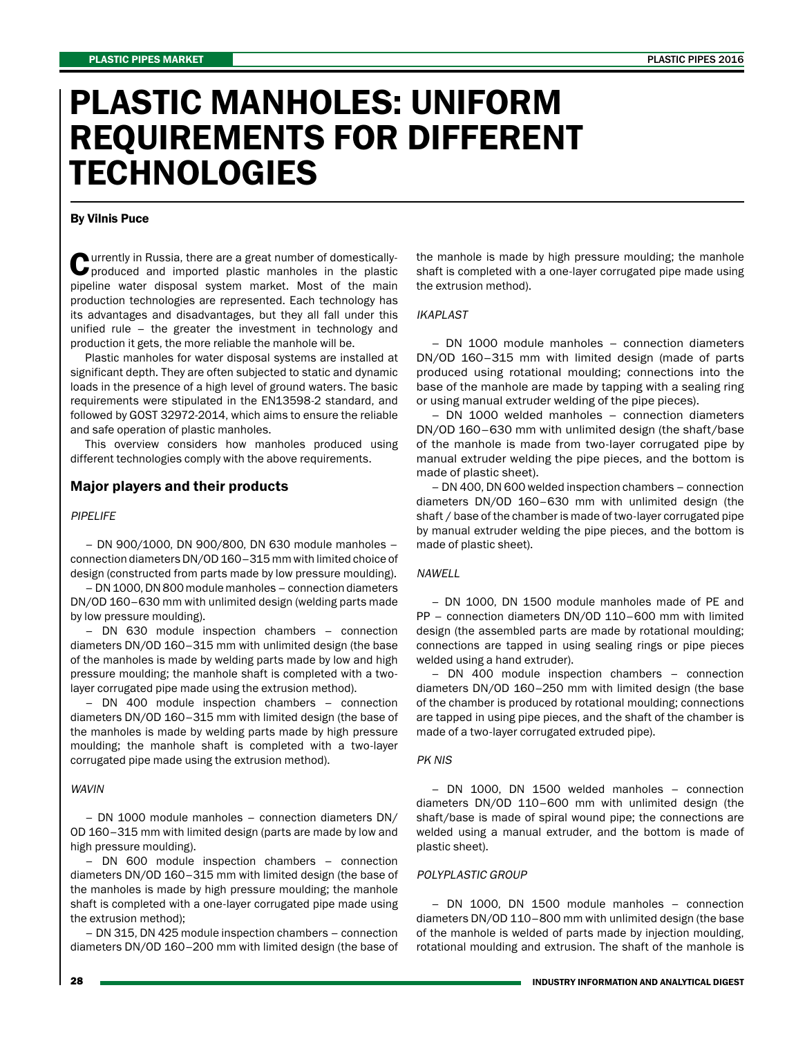# PLASTIC MANHOLES: UNIFORM REQUIREMENTS FOR DIFFERENT TECHNOLOGIES

**By Vilnis Puce**

Currently in Russia, there are a great number of domestically-produced and imported plastic manholes in the plastic pipeline water disposal system market. Most of the main production technologies are represented. Each technology has its advantages and disadvantages, but they all fall under this unified rule – the greater the investment in technology and production it gets, the more reliable the manhole will be.

Plastic manholes for water disposal systems are installed at significant depth. They are often subjected to static and dynamic loads in the presence of a high level of ground waters. The basic requirements were stipulated in the EN13598-2 standard, and followed by GOST 32972-2014, which aims to ensure the reliable and safe operation of plastic manholes.

This overview considers how manholes produced using different technologies comply with the above requirements.

## Major players and their products

*PIPELIFE*

– DN 900/1000, DN 900/800, DN 630 module manholes – connection diameters DN/OD 160–315 mm with limited choice of design (constructed from parts made by low pressure moulding).

– DN 1000, DN 800 module manholes – connection diameters DN/OD 160–630 mm with unlimited design (welding parts made by low pressure moulding).

– DN 630 module inspection chambers – connection diameters DN/OD 160–315 mm with unlimited design (the base of the manholes is made by welding parts made by low and high pressure moulding; the manhole shaft is completed with a two-layer corrugated pipe made using the extrusion method).

– DN 400 module inspection chambers – connection diameters DN/OD 160–315 mm with limited design (the base of the manholes is made by welding parts made by high pressure moulding; the manhole shaft is completed with a two-layer corrugated pipe made using the extrusion method).

*WAVIN*

– DN 1000 module manholes – connection diameters DN/OD 160–315 mm with limited design (parts are made by low and high pressure moulding).

– DN 600 module inspection chambers – connection diameters DN/OD 160–315 mm with limited design (the base of the manholes is made by high pressure moulding; the manhole shaft is completed with a one-layer corrugated pipe made using the extrusion method);

– DN 315, DN 425 module inspection chambers – connection diameters DN/OD 160–200 mm with limited design (the base of the manhole is made by high pressure moulding; the manhole shaft is completed with a one-layer corrugated pipe made using the extrusion method).

*IKAPLAST*

– DN 1000 module manholes – connection diameters DN/OD 160–315 mm with limited design (made of parts produced using rotational moulding; connections into the base of the manhole are made by tapping with a sealing ring or using manual extruder welding of the pipe pieces).

– DN 1000 welded manholes – connection diameters DN/OD 160–630 mm with unlimited design (the shaft/base of the manhole is made from two-layer corrugated pipe by manual extruder welding the pipe pieces, and the bottom is made of plastic sheet).

– DN 400, DN 600 welded inspection chambers – connection diameters DN/OD 160–630 mm with unlimited design (the shaft / base of the chamber is made of two-layer corrugated pipe by manual extruder welding the pipe pieces, and the bottom is made of plastic sheet).

*NAWELL*

– DN 1000, DN 1500 module manholes made of PE and PP – connection diameters DN/OD 110–600 mm with limited design (the assembled parts are made by rotational moulding; connections are tapped in using sealing rings or pipe pieces welded using a hand extruder).

– DN 400 module inspection chambers – connection diameters DN/OD 160–250 mm with limited design (the base of the chamber is produced by rotational moulding; connections are tapped in using pipe pieces, and the shaft of the chamber is made of a two-layer corrugated extruded pipe).

*PK NIS*

– DN 1000, DN 1500 welded manholes – connection diameters DN/OD 110–600 mm with unlimited design (the shaft/base is made of spiral wound pipe; the connections are welded using a manual extruder, and the bottom is made of plastic sheet).

*POLYPLASTIC GROUP*

– DN 1000, DN 1500 module manholes – connection diameters DN/OD 110–800 mm with unlimited design (the base of the manhole is welded of parts made by injection moulding, rotational moulding and extrusion. The shaft of the manhole is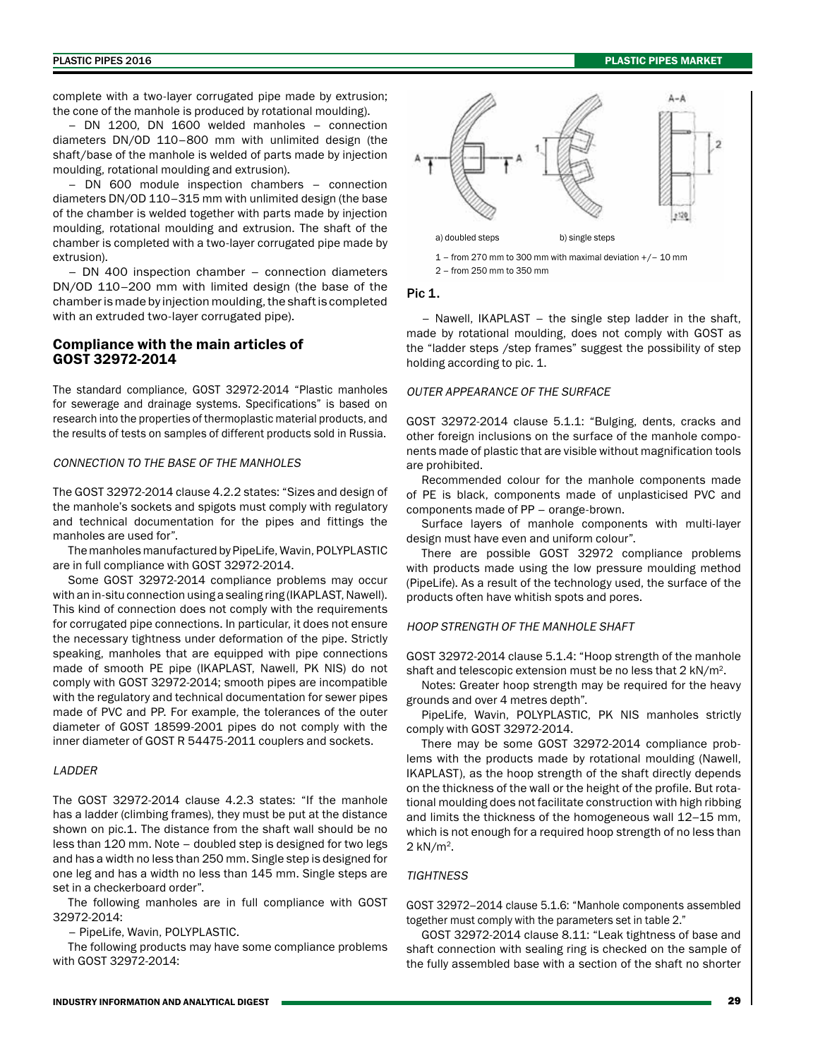complete with a two-layer corrugated pipe made by extrusion; the cone of the manhole is produced by rotational moulding).

– DN 1200, DN 1600 welded manholes – connection diameters DN/OD 110–800 mm with unlimited design (the shaft/base of the manhole is welded of parts made by injection moulding, rotational moulding and extrusion).

– DN 600 module inspection chambers – connection diameters DN/OD 110–315 mm with unlimited design (the base of the chamber is welded together with parts made by injection moulding, rotational moulding and extrusion. The shaft of the chamber is completed with a two-layer corrugated pipe made by extrusion).

– DN 400 inspection chamber – connection diameters DN/OD 110–200 mm with limited design (the base of the chamber is made by injection moulding, the shaft is completed with an extruded two-layer corrugated pipe).

## Compliance with the main articles of GOST 32972-2014

The standard compliance, GOST 32972-2014 "Plastic manholes for sewerage and drainage systems. Specifications" is based on research into the properties of thermoplastic material products, and the results of tests on samples of different products sold in Russia.

*CONNECTION TO THE BASE OF THE MANHOLES*

The GOST 32972-2014 clause 4.2.2 states: "Sizes and design of the manhole's sockets and spigots must comply with regulatory and technical documentation for the pipes and fittings the manholes are used for".

The manholes manufactured by PipeLife, Wavin, POLYPLASTIC are in full compliance with GOST 32972-2014.

Some GOST 32972-2014 compliance problems may occur with an in-situ connection using a sealing ring (IKAPLAST, Nawell). This kind of connection does not comply with the requirements for corrugated pipe connections. In particular, it does not ensure the necessary tightness under deformation of the pipe. Strictly speaking, manholes that are equipped with pipe connections made of smooth PE pipe (IKAPLAST, Nawell, PK NIS) do not comply with GOST 32972-2014; smooth pipes are incompatible with the regulatory and technical documentation for sewer pipes made of PVC and PP. For example, the tolerances of the outer diameter of GOST 18599-2001 pipes do not comply with the inner diameter of GOST R 54475-2011 couplers and sockets.

*LADDER*

The GOST 32972-2014 clause 4.2.3 states: "If the manhole has a ladder (climbing frames), they must be put at the distance shown on pic.1. The distance from the shaft wall should be no less than 120 mm. Note – doubled step is designed for two legs and has a width no less than 250 mm. Single step is designed for one leg and has a width no less than 145 mm. Single steps are set in a checkerboard order".

The following manholes are in full compliance with GOST 32972-2014:

– PipeLife, Wavin, POLYPLASTIC.

The following products may have some compliance problems with GOST 32972-2014:

a) doubled steps b) single steps

1 – from 270 mm to 300 mm with maximal deviation +/– 10 mm
2 – from 250 mm to 350 mm

**Pic 1.**

– Nawell, IKAPLAST – the single step ladder in the shaft, made by rotational moulding, does not comply with GOST as the "ladder steps /step frames" suggest the possibility of step holding according to pic. 1.

*OUTER APPEARANCE OF THE SURFACE*

GOST 32972-2014 clause 5.1.1: "Bulging, dents, cracks and other foreign inclusions on the surface of the manhole components made of plastic that are visible without magnification tools are prohibited.

Recommended colour for the manhole components made of PE is black, components made of unplasticised PVC and components made of PP – orange-brown.

Surface layers of manhole components with multi-layer design must have even and uniform colour".

There are possible GOST 32972 compliance problems with products made using the low pressure moulding method (PipeLife). As a result of the technology used, the surface of the products often have whitish spots and pores.

*HOOP STRENGTH OF THE MANHOLE SHAFT*

GOST 32972-2014 clause 5.1.4: "Hoop strength of the manhole shaft and telescopic extension must be no less that 2 kN/m$^2$.

Notes: Greater hoop strength may be required for the heavy grounds and over 4 metres depth".

PipeLife, Wavin, POLYPLASTIC, PK NIS manholes strictly comply with GOST 32972-2014.

There may be some GOST 32972-2014 compliance problems with the products made by rotational moulding (Nawell, IKAPLAST), as the hoop strength of the shaft directly depends on the thickness of the wall or the height of the profile. But rotational moulding does not facilitate construction with high ribbing and limits the thickness of the homogeneous wall 12–15 mm, which is not enough for a required hoop strength of no less than 2 kN/m$^2$.

*TIGHTNESS*

GOST 32972–2014 clause 5.1.6: "Manhole components assembled together must comply with the parameters set in table 2."

GOST 32972-2014 clause 8.11: "Leak tightness of base and shaft connection with sealing ring is checked on the sample of the fully assembled base with a section of the shaft no shorter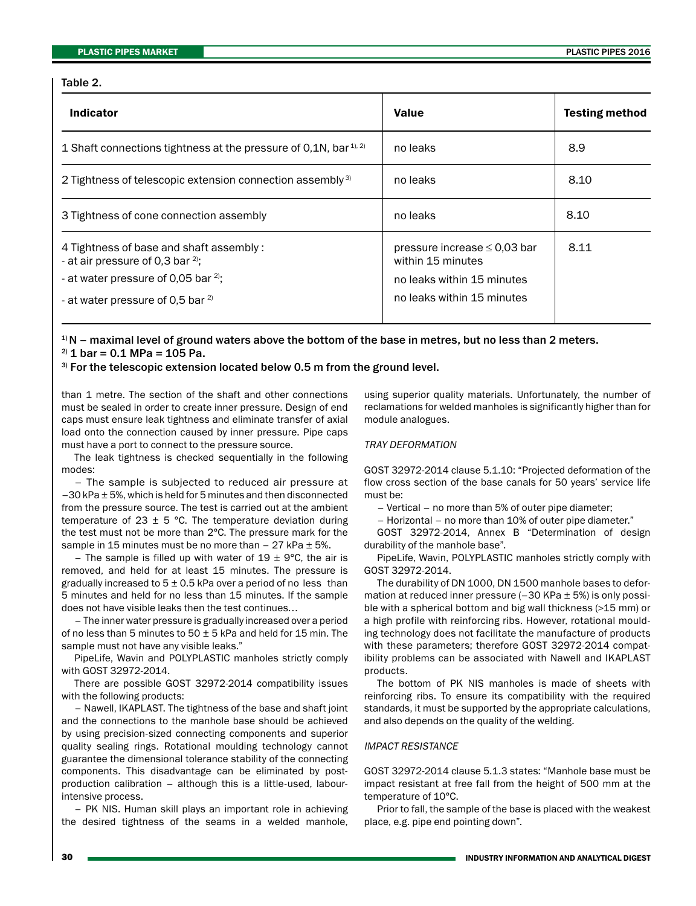Table 2.

| Indicator | Value | Testing method |
|---|---|---|
| 1 Shaft connections tightness at the pressure of 0,1N, bar [1), 2)] | no leaks | 8.9 |
| 2 Tightness of telescopic extension connection assembly [3)] | no leaks | 8.10 |
| 3 Tightness of cone connection assembly | no leaks | 8.10 |
| 4 Tightness of base and shaft assembly :<br>- at air pressure of 0,3 bar [2)];<br>- at water pressure of 0,05 bar [2)];<br>- at water pressure of 0,5 bar [2)] | pressure increase ≤ 0,03 bar within 15 minutes<br>no leaks within 15 minutes<br>no leaks within 15 minutes | 8.11 |

**[1)] N – maximal level of ground waters above the bottom of the base in metres, but no less than 2 meters.**
**[2)] 1 bar = 0.1 MPa = 105 Pa.**
**[3)] For the telescopic extension located below 0.5 m from the ground level.**

than 1 metre. The section of the shaft and other connections must be sealed in order to create inner pressure. Design of end caps must ensure leak tightness and eliminate transfer of axial load onto the connection caused by inner pressure. Pipe caps must have a port to connect to the pressure source.

The leak tightness is checked sequentially in the following modes:

– The sample is subjected to reduced air pressure at −30 kPa ± 5%, which is held for 5 minutes and then disconnected from the pressure source. The test is carried out at the ambient temperature of 23 ± 5 °C. The temperature deviation during the test must not be more than 2°C. The pressure mark for the sample in 15 minutes must be no more than – 27 kPa ± 5%.

– The sample is filled up with water of 19 ± 9°C, the air is removed, and held for at least 15 minutes. The pressure is gradually increased to 5 ± 0.5 kPa over a period of no less than 5 minutes and held for no less than 15 minutes. If the sample does not have visible leaks then the test continues…

– The inner water pressure is gradually increased over a period of no less than 5 minutes to 50 ± 5 kPa and held for 15 min. The sample must not have any visible leaks."

PipeLife, Wavin and POLYPLASTIC manholes strictly comply with GOST 32972-2014.

There are possible GOST 32972-2014 compatibility issues with the following products:

– Nawell, IKAPLAST. The tightness of the base and shaft joint and the connections to the manhole base should be achieved by using precision-sized connecting components and superior quality sealing rings. Rotational moulding technology cannot guarantee the dimensional tolerance stability of the connecting components. This disadvantage can be eliminated by post-production calibration – although this is a little-used, labour-intensive process.

– PK NIS. Human skill plays an important role in achieving the desired tightness of the seams in a welded manhole, using superior quality materials. Unfortunately, the number of reclamations for welded manholes is significantly higher than for module analogues.

*TRAY DEFORMATION*

GOST 32972-2014 clause 5.1.10: "Projected deformation of the flow cross section of the base canals for 50 years' service life must be:

– Vertical – no more than 5% of outer pipe diameter;

– Horizontal – no more than 10% of outer pipe diameter."

GOST 32972-2014, Annex B "Determination of design durability of the manhole base".

PipeLife, Wavin, POLYPLASTIC manholes strictly comply with GOST 32972-2014.

The durability of DN 1000, DN 1500 manhole bases to deformation at reduced inner pressure (−30 KPa ± 5%) is only possible with a spherical bottom and big wall thickness (>15 mm) or a high profile with reinforcing ribs. However, rotational moulding technology does not facilitate the manufacture of products with these parameters; therefore GOST 32972-2014 compatibility problems can be associated with Nawell and IKAPLAST products.

The bottom of PK NIS manholes is made of sheets with reinforcing ribs. To ensure its compatibility with the required standards, it must be supported by the appropriate calculations, and also depends on the quality of the welding.

*IMPACT RESISTANCE*

GOST 32972-2014 clause 5.1.3 states: "Manhole base must be impact resistant at free fall from the height of 500 mm at the temperature of 10°C.

Prior to fall, the sample of the base is placed with the weakest place, e.g. pipe end pointing down".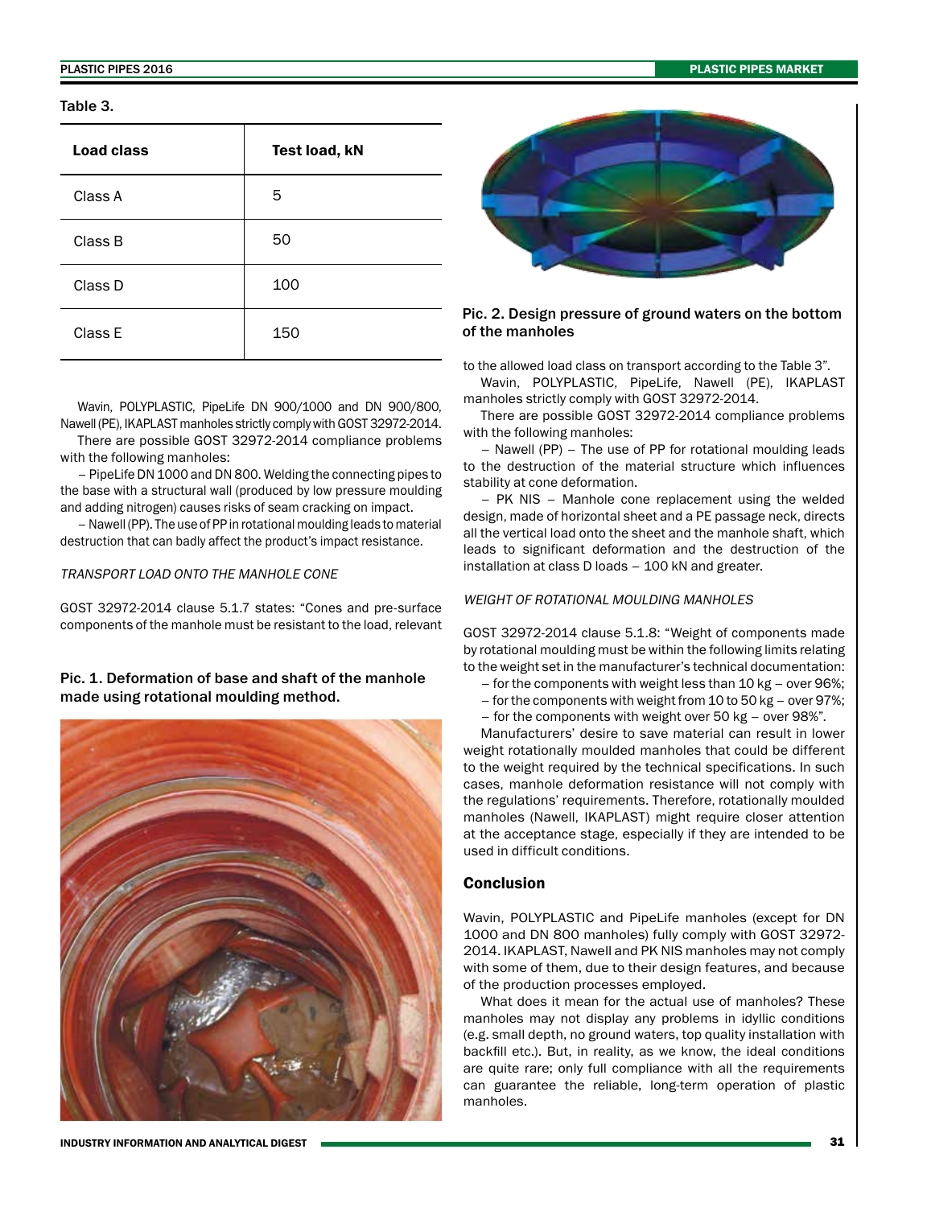Table 3.

| Load class | Test load, kN |
|---|---|
| Class A | 5 |
| Class B | 50 |
| Class D | 100 |
| Class E | 150 |

Wavin, POLYPLASTIC, PipeLife DN 900/1000 and DN 900/800, Nawell (PE), IKAPLAST manholes strictly comply with GOST 32972-2014.

There are possible GOST 32972-2014 compliance problems with the following manholes:

– PipeLife DN 1000 and DN 800. Welding the connecting pipes to the base with a structural wall (produced by low pressure moulding and adding nitrogen) causes risks of seam cracking on impact.

– Nawell (PP). The use of PP in rotational moulding leads to material destruction that can badly affect the product's impact resistance.

*TRANSPORT LOAD ONTO THE MANHOLE CONE*

GOST 32972-2014 clause 5.1.7 states: "Cones and pre-surface components of the manhole must be resistant to the load, relevant to the allowed load class on transport according to the Table 3".

**Pic. 1. Deformation of base and shaft of the manhole made using rotational moulding method.**

**Pic. 2. Design pressure of ground waters on the bottom of the manholes**

Wavin, POLYPLASTIC, PipeLife, Nawell (PE), IKAPLAST manholes strictly comply with GOST 32972-2014.

There are possible GOST 32972-2014 compliance problems with the following manholes:

– Nawell (PP) – The use of PP for rotational moulding leads to the destruction of the material structure which influences stability at cone deformation.

– PK NIS – Manhole cone replacement using the welded design, made of horizontal sheet and a PE passage neck, directs all the vertical load onto the sheet and the manhole shaft, which leads to significant deformation and the destruction of the installation at class D loads – 100 kN and greater.

*WEIGHT OF ROTATIONAL MOULDING MANHOLES*

GOST 32972-2014 clause 5.1.8: "Weight of components made by rotational moulding must be within the following limits relating to the weight set in the manufacturer's technical documentation:

– for the components with weight less than 10 kg – over 96%;
– for the components with weight from 10 to 50 kg – over 97%;
– for the components with weight over 50 kg – over 98%".

Manufacturers' desire to save material can result in lower weight rotationally moulded manholes that could be different to the weight required by the technical specifications. In such cases, manhole deformation resistance will not comply with the regulations' requirements. Therefore, rotationally moulded manholes (Nawell, IKAPLAST) might require closer attention at the acceptance stage, especially if they are intended to be used in difficult conditions.

## Conclusion

Wavin, POLYPLASTIC and PipeLife manholes (except for DN 1000 and DN 800 manholes) fully comply with GOST 32972-2014. IKAPLAST, Nawell and PK NIS manholes may not comply with some of them, due to their design features, and because of the production processes employed.

What does it mean for the actual use of manholes? These manholes may not display any problems in idyllic conditions (e.g. small depth, no ground waters, top quality installation with backfill etc.). But, in reality, as we know, the ideal conditions are quite rare; only full compliance with all the requirements can guarantee the reliable, long-term operation of plastic manholes.